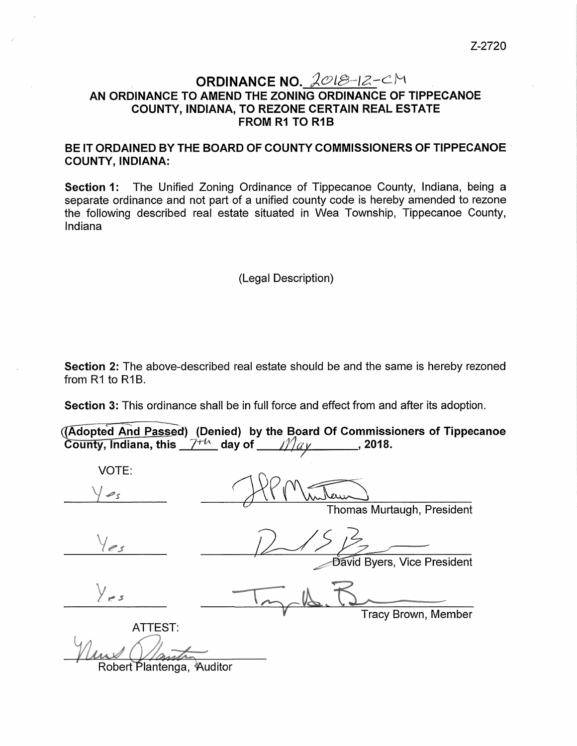Z-2720

# ORDINANCE NO. 2018-12-CM

## AN ORDINANCE TO AMEND THE ZONING ORDINANCE OF TIPPECANOE COUNTY, INDIANA, TO REZONE CERTAIN REAL ESTATE FROM R1 TO R1B

**BE IT ORDAINED BY THE BOARD OF COUNTY COMMISSIONERS OF TIPPECANOE COUNTY, INDIANA:**

**Section 1:** The Unified Zoning Ordinance of Tippecanoe County, Indiana, being a separate ordinance and not part of a unified county code is hereby amended to rezone the following described real estate situated in Wea Township, Tippecanoe County, Indiana

(Legal Description)

**Section 2:** The above-described real estate should be and the same is hereby rezoned from R1 to R1B.

**Section 3:** This ordinance shall be in full force and effect from and after its adoption.

**(Adopted And Passed) (Denied) by the Board Of Commissioners of Tippecanoe County, Indiana, this 7th day of May, 2018.**

VOTE:

| Vote | Signature |
|---|---|
| Yes | Thomas Murtaugh, President |
| Yes | David Byers, Vice President |
| Yes | Tracy Brown, Member |

ATTEST:

Robert Plantenga, Auditor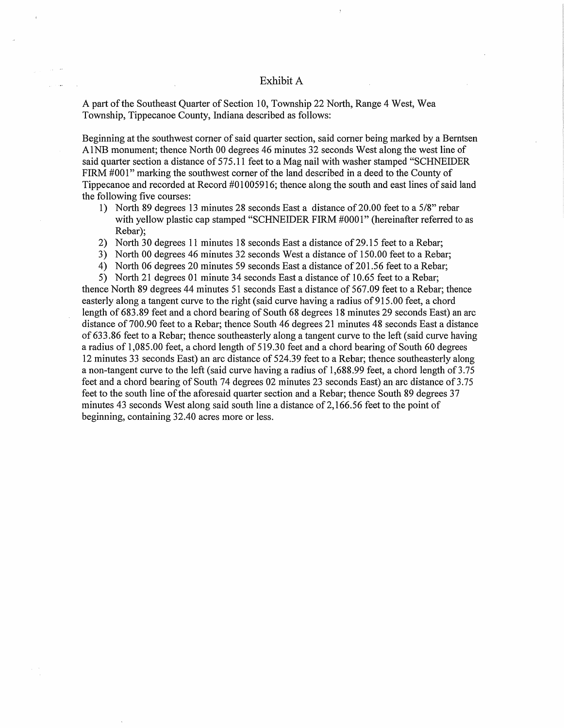# Exhibit A

A part of the Southeast Quarter of Section 10, Township 22 North, Range 4 West, Wea Township, Tippecanoe County, Indiana described as follows:

Beginning at the southwest corner of said quarter section, said corner being marked by a Berntsen A1NB monument; thence North 00 degrees 46 minutes 32 seconds West along the west line of said quarter section a distance of 575.11 feet to a Mag nail with washer stamped "SCHNEIDER FIRM #001" marking the southwest corner of the land described in a deed to the County of Tippecanoe and recorded at Record #01005916; thence along the south and east lines of said land the following five courses:

1) North 89 degrees 13 minutes 28 seconds East a distance of 20.00 feet to a 5/8" rebar with yellow plastic cap stamped "SCHNEIDER FIRM #0001" (hereinafter referred to as Rebar);
2) North 30 degrees 11 minutes 18 seconds East a distance of 29.15 feet to a Rebar;
3) North 00 degrees 46 minutes 32 seconds West a distance of 150.00 feet to a Rebar;
4) North 06 degrees 20 minutes 59 seconds East a distance of 201.56 feet to a Rebar;
5) North 21 degrees 01 minute 34 seconds East a distance of 10.65 feet to a Rebar;

thence North 89 degrees 44 minutes 51 seconds East a distance of 567.09 feet to a Rebar; thence easterly along a tangent curve to the right (said curve having a radius of 915.00 feet, a chord length of 683.89 feet and a chord bearing of South 68 degrees 18 minutes 29 seconds East) an arc distance of 700.90 feet to a Rebar; thence South 46 degrees 21 minutes 48 seconds East a distance of 633.86 feet to a Rebar; thence southeasterly along a tangent curve to the left (said curve having a radius of 1,085.00 feet, a chord length of 519.30 feet and a chord bearing of South 60 degrees 12 minutes 33 seconds East) an arc distance of 524.39 feet to a Rebar; thence southeasterly along a non-tangent curve to the left (said curve having a radius of 1,688.99 feet, a chord length of 3.75 feet and a chord bearing of South 74 degrees 02 minutes 23 seconds East) an arc distance of 3.75 feet to the south line of the aforesaid quarter section and a Rebar; thence South 89 degrees 37 minutes 43 seconds West along said south line a distance of 2,166.56 feet to the point of beginning, containing 32.40 acres more or less.